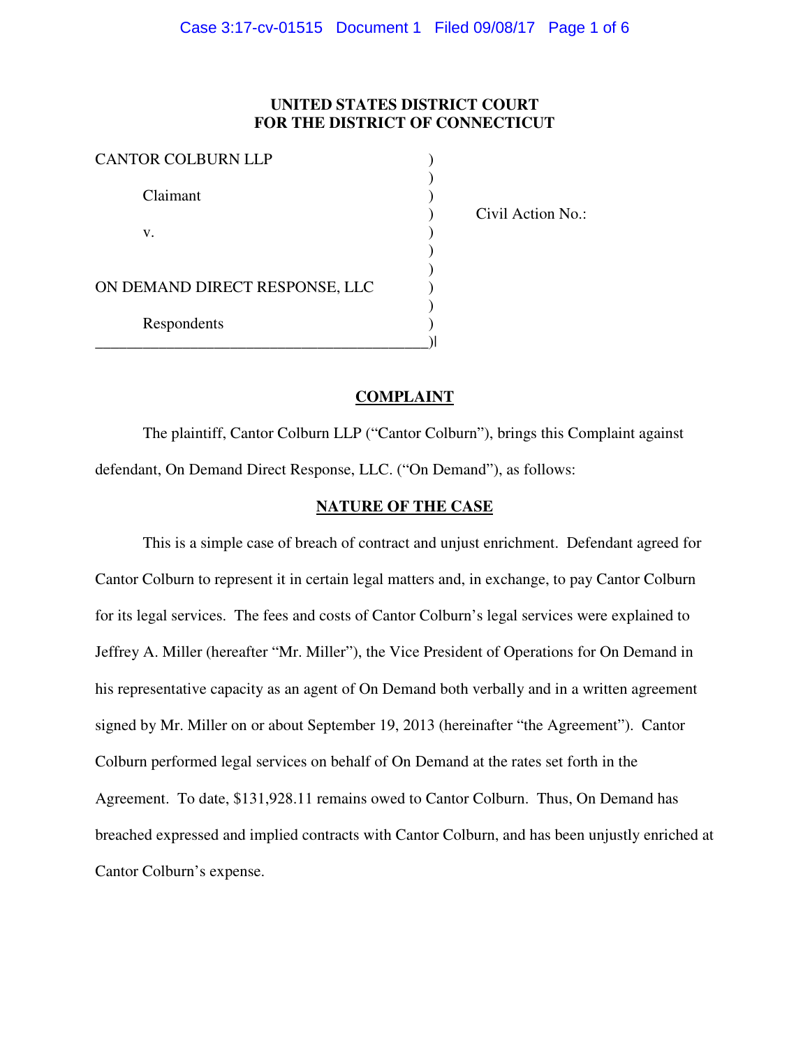# UNITED STATES DISTRICT COURT
# FOR THE DISTRICT OF CONNECTICUT

| | | |
|---|---|---|
| CANTOR COLBURN LLP | ) | |
| | ) | |
| Claimant | ) | |
| | ) | Civil Action No.: |
| v. | ) | |
| | ) | |
| | ) | |
| ON DEMAND DIRECT RESPONSE, LLC | ) | |
| | ) | |
| Respondents | ) | |

## COMPLAINT

The plaintiff, Cantor Colburn LLP ("Cantor Colburn"), brings this Complaint against defendant, On Demand Direct Response, LLC. ("On Demand"), as follows:

## NATURE OF THE CASE

This is a simple case of breach of contract and unjust enrichment. Defendant agreed for Cantor Colburn to represent it in certain legal matters and, in exchange, to pay Cantor Colburn for its legal services. The fees and costs of Cantor Colburn's legal services were explained to Jeffrey A. Miller (hereafter "Mr. Miller"), the Vice President of Operations for On Demand in his representative capacity as an agent of On Demand both verbally and in a written agreement signed by Mr. Miller on or about September 19, 2013 (hereinafter "the Agreement"). Cantor Colburn performed legal services on behalf of On Demand at the rates set forth in the Agreement. To date, $131,928.11 remains owed to Cantor Colburn. Thus, On Demand has breached expressed and implied contracts with Cantor Colburn, and has been unjustly enriched at Cantor Colburn's expense.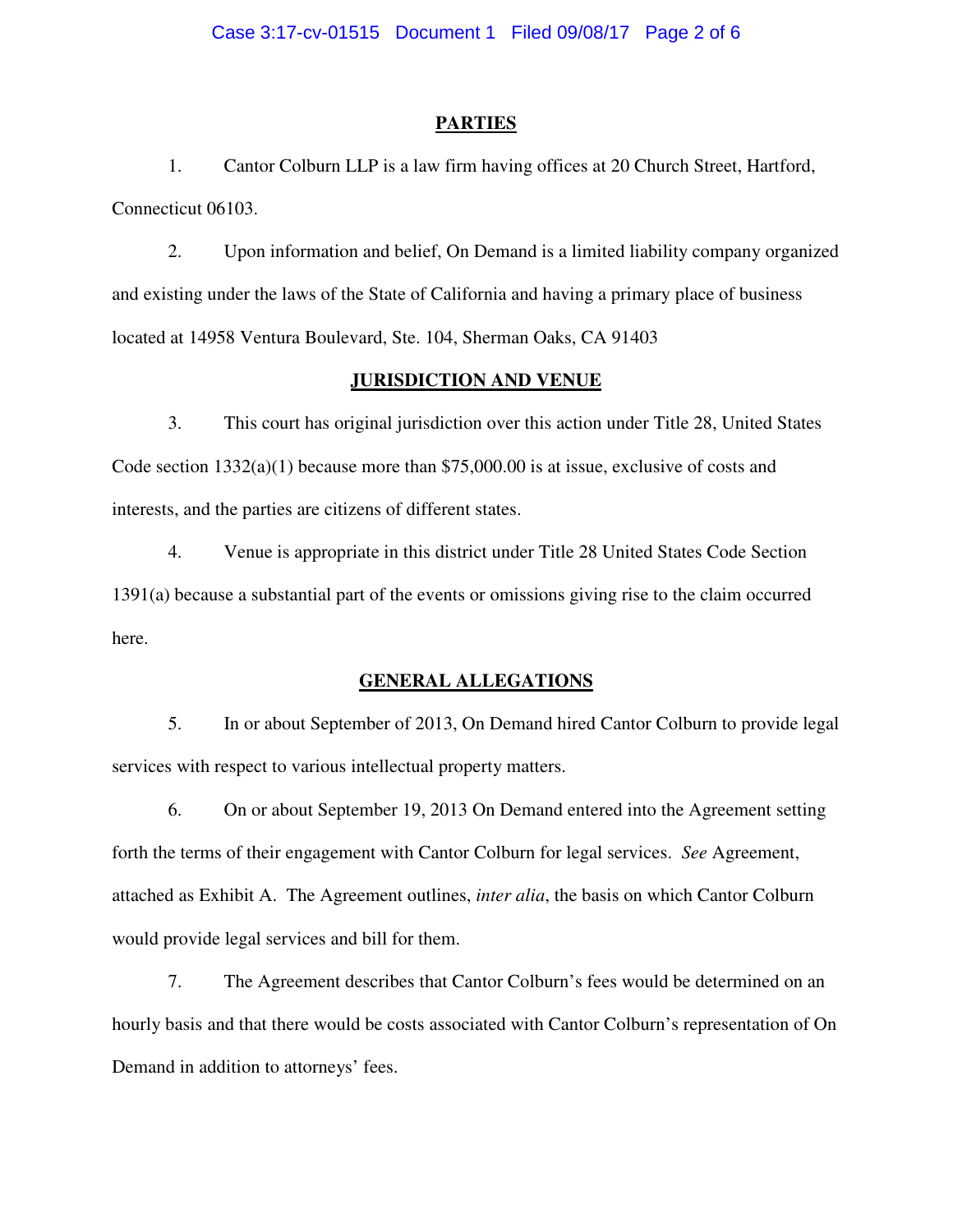## PARTIES

1. Cantor Colburn LLP is a law firm having offices at 20 Church Street, Hartford, Connecticut 06103.

2. Upon information and belief, On Demand is a limited liability company organized and existing under the laws of the State of California and having a primary place of business located at 14958 Ventura Boulevard, Ste. 104, Sherman Oaks, CA 91403

## JURISDICTION AND VENUE

3. This court has original jurisdiction over this action under Title 28, United States Code section 1332(a)(1) because more than $75,000.00 is at issue, exclusive of costs and interests, and the parties are citizens of different states.

4. Venue is appropriate in this district under Title 28 United States Code Section 1391(a) because a substantial part of the events or omissions giving rise to the claim occurred here.

## GENERAL ALLEGATIONS

5. In or about September of 2013, On Demand hired Cantor Colburn to provide legal services with respect to various intellectual property matters.

6. On or about September 19, 2013 On Demand entered into the Agreement setting forth the terms of their engagement with Cantor Colburn for legal services. *See* Agreement, attached as Exhibit A. The Agreement outlines, *inter alia*, the basis on which Cantor Colburn would provide legal services and bill for them.

7. The Agreement describes that Cantor Colburn's fees would be determined on an hourly basis and that there would be costs associated with Cantor Colburn's representation of On Demand in addition to attorneys' fees.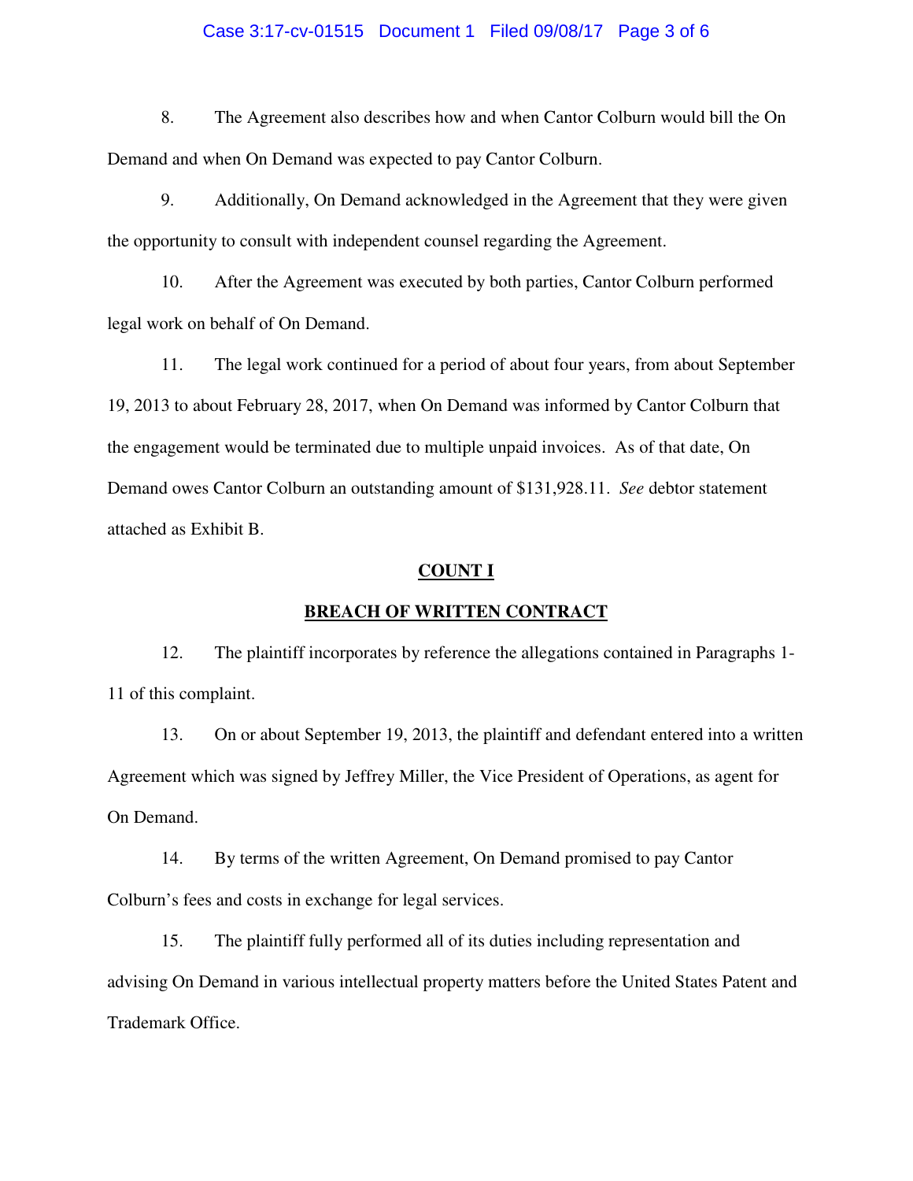8. The Agreement also describes how and when Cantor Colburn would bill the On Demand and when On Demand was expected to pay Cantor Colburn.

9. Additionally, On Demand acknowledged in the Agreement that they were given the opportunity to consult with independent counsel regarding the Agreement.

10. After the Agreement was executed by both parties, Cantor Colburn performed legal work on behalf of On Demand.

11. The legal work continued for a period of about four years, from about September 19, 2013 to about February 28, 2017, when On Demand was informed by Cantor Colburn that the engagement would be terminated due to multiple unpaid invoices. As of that date, On Demand owes Cantor Colburn an outstanding amount of $131,928.11. *See* debtor statement attached as Exhibit B.

**COUNT I**

**BREACH OF WRITTEN CONTRACT**

12. The plaintiff incorporates by reference the allegations contained in Paragraphs 1-11 of this complaint.

13. On or about September 19, 2013, the plaintiff and defendant entered into a written Agreement which was signed by Jeffrey Miller, the Vice President of Operations, as agent for On Demand.

14. By terms of the written Agreement, On Demand promised to pay Cantor Colburn's fees and costs in exchange for legal services.

15. The plaintiff fully performed all of its duties including representation and advising On Demand in various intellectual property matters before the United States Patent and Trademark Office.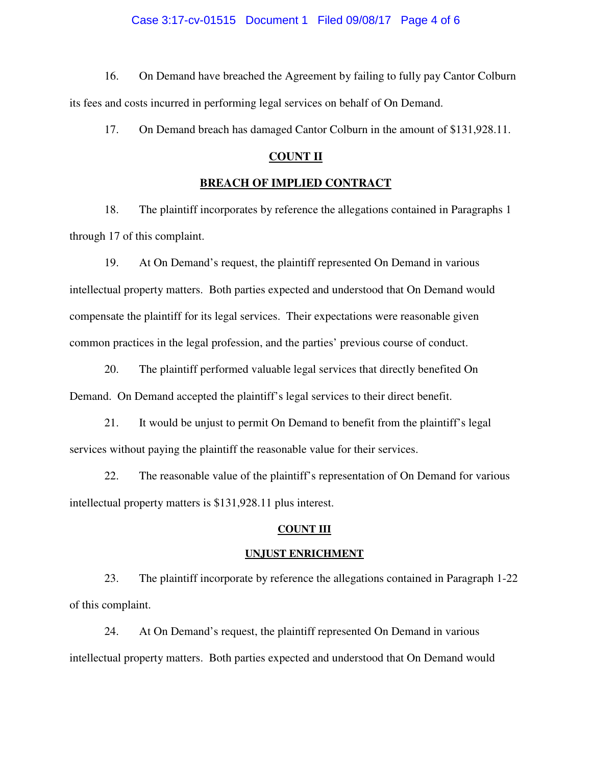16. On Demand have breached the Agreement by failing to fully pay Cantor Colburn its fees and costs incurred in performing legal services on behalf of On Demand.

17. On Demand breach has damaged Cantor Colburn in the amount of $131,928.11.

## COUNT II

## BREACH OF IMPLIED CONTRACT

18. The plaintiff incorporates by reference the allegations contained in Paragraphs 1 through 17 of this complaint.

19. At On Demand's request, the plaintiff represented On Demand in various intellectual property matters. Both parties expected and understood that On Demand would compensate the plaintiff for its legal services. Their expectations were reasonable given common practices in the legal profession, and the parties' previous course of conduct.

20. The plaintiff performed valuable legal services that directly benefited On Demand. On Demand accepted the plaintiff's legal services to their direct benefit.

21. It would be unjust to permit On Demand to benefit from the plaintiff's legal services without paying the plaintiff the reasonable value for their services.

22. The reasonable value of the plaintiff's representation of On Demand for various intellectual property matters is $131,928.11 plus interest.

## COUNT III

## UNJUST ENRICHMENT

23. The plaintiff incorporate by reference the allegations contained in Paragraph 1-22 of this complaint.

24. At On Demand's request, the plaintiff represented On Demand in various intellectual property matters. Both parties expected and understood that On Demand would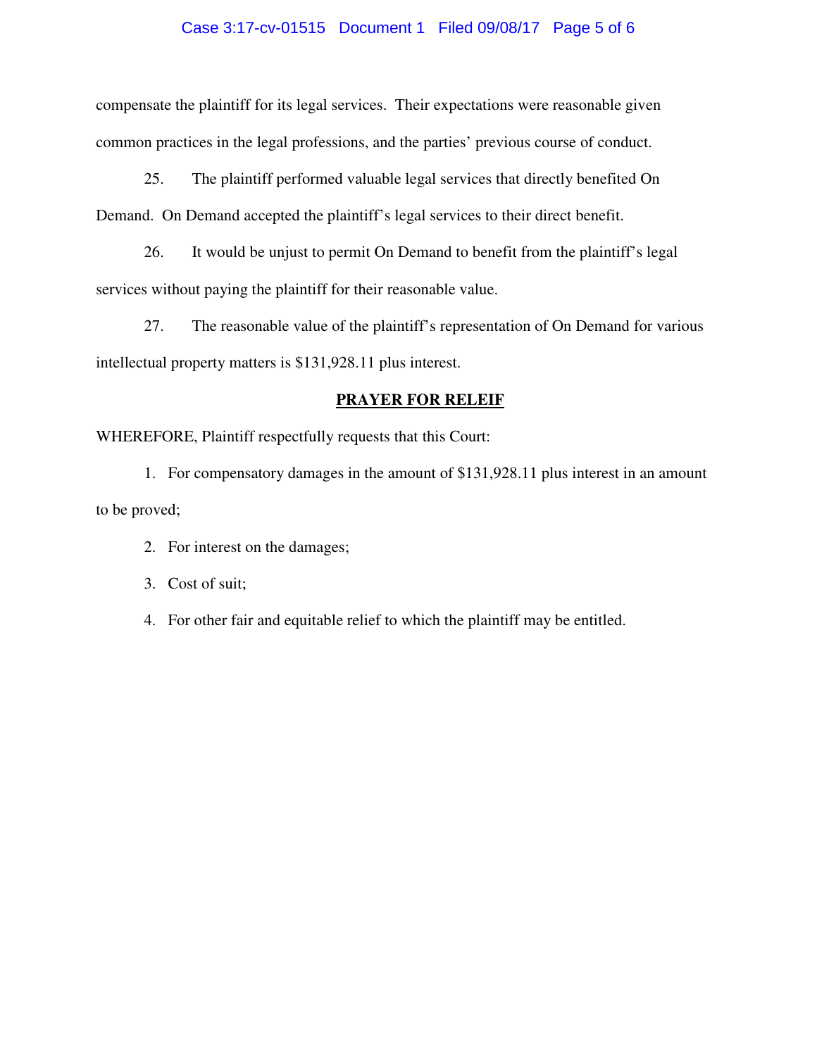compensate the plaintiff for its legal services. Their expectations were reasonable given common practices in the legal professions, and the parties' previous course of conduct.

25. The plaintiff performed valuable legal services that directly benefited On Demand. On Demand accepted the plaintiff's legal services to their direct benefit.

26. It would be unjust to permit On Demand to benefit from the plaintiff's legal services without paying the plaintiff for their reasonable value.

27. The reasonable value of the plaintiff's representation of On Demand for various intellectual property matters is $131,928.11 plus interest.

## PRAYER FOR RELEIF

WHEREFORE, Plaintiff respectfully requests that this Court:

1. For compensatory damages in the amount of $131,928.11 plus interest in an amount to be proved;
2. For interest on the damages;
3. Cost of suit;
4. For other fair and equitable relief to which the plaintiff may be entitled.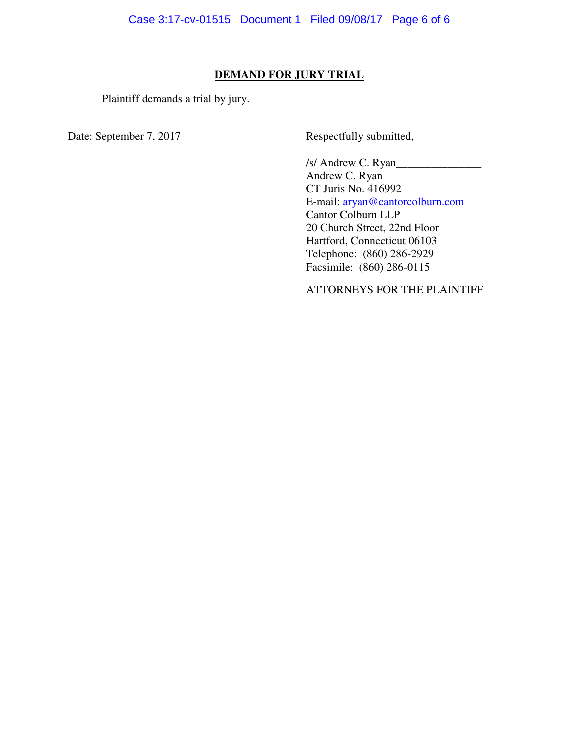**DEMAND FOR JURY TRIAL**

Plaintiff demands a trial by jury.

Date: September 7, 2017

Respectfully submitted,

/s/ Andrew C. Ryan_______________
Andrew C. Ryan
CT Juris No. 416992
E-mail: aryan@cantorcolburn.com
Cantor Colburn LLP
20 Church Street, 22nd Floor
Hartford, Connecticut 06103
Telephone: (860) 286-2929
Facsimile: (860) 286-0115

ATTORNEYS FOR THE PLAINTIFF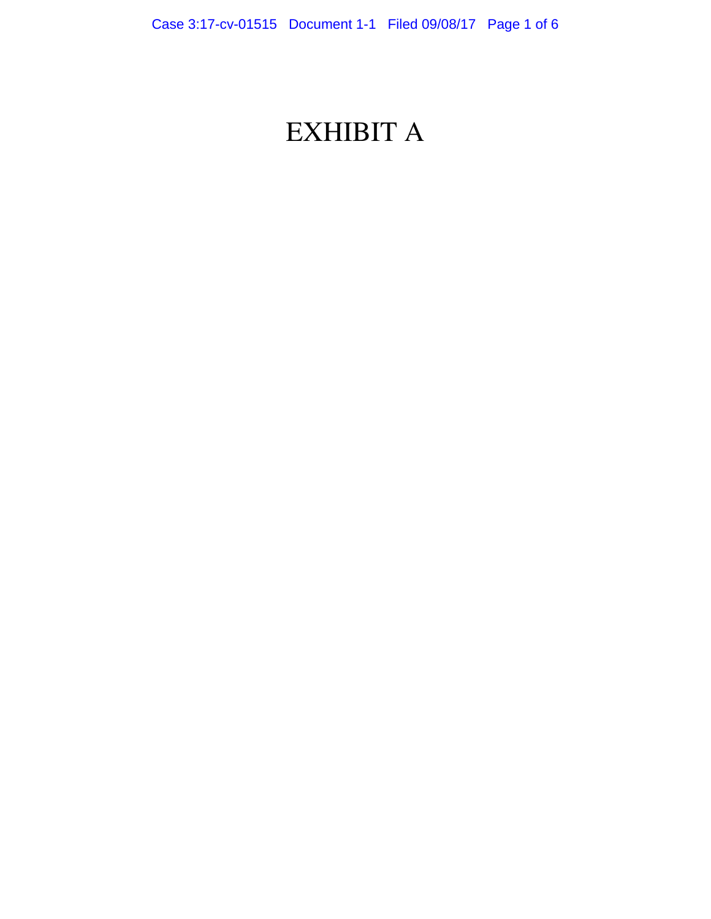# EXHIBIT A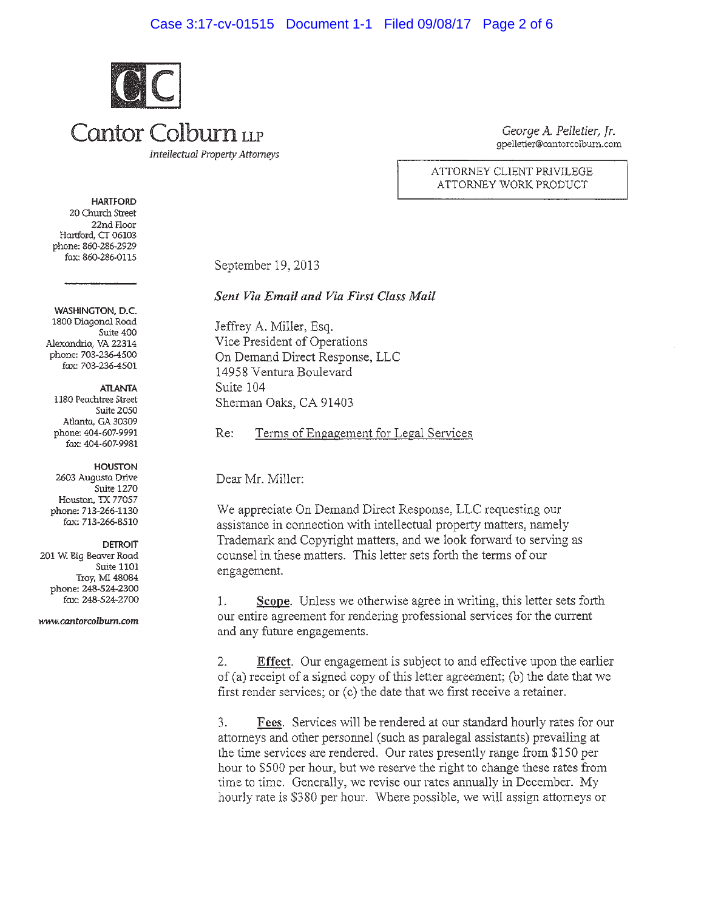# Cantor Colburn LLP

*Intellectual Property Attorneys*

*George A. Pelletier, Jr.*
gpelletier@cantorcolburn.com

ATTORNEY CLIENT PRIVILEGE
ATTORNEY WORK PRODUCT

**HARTFORD**
20 Church Street
22nd Floor
Hartford, CT 06103
phone: 860-286-2929
fax: 860-286-0115

**WASHINGTON, D.C.**
1800 Diagonal Road
Suite 400
Alexandria, VA 22314
phone: 703-236-4500
fax: 703-236-4501

**ATLANTA**
1180 Peachtree Street
Suite 2050
Atlanta, GA 30309
phone: 404-607-9991
fax: 404-607-9981

**HOUSTON**
2603 Augusta Drive
Suite 1270
Houston, TX 77057
phone: 713-266-1130
fax: 713-266-8510

**DETROIT**
201 W. Big Beaver Road
Suite 1101
Troy, MI 48084
phone: 248-524-2300
fax: 248-524-2700

*www.cantorcolburn.com*

September 19, 2013

***Sent Via Email and Via First Class Mail***

Jeffrey A. Miller, Esq.
Vice President of Operations
On Demand Direct Response, LLC
14958 Ventura Boulevard
Suite 104
Sherman Oaks, CA 91403

Re: Terms of Engagement for Legal Services

Dear Mr. Miller:

We appreciate On Demand Direct Response, LLC requesting our assistance in connection with intellectual property matters, namely Trademark and Copyright matters, and we look forward to serving as counsel in these matters. This letter sets forth the terms of our engagement.

1. **Scope**. Unless we otherwise agree in writing, this letter sets forth our entire agreement for rendering professional services for the current and any future engagements.

2. **Effect**. Our engagement is subject to and effective upon the earlier of (a) receipt of a signed copy of this letter agreement; (b) the date that we first render services; or (c) the date that we first receive a retainer.

3. **Fees**. Services will be rendered at our standard hourly rates for our attorneys and other personnel (such as paralegal assistants) prevailing at the time services are rendered. Our rates presently range from $150 per hour to $500 per hour, but we reserve the right to change these rates from time to time. Generally, we revise our rates annually in December. My hourly rate is $380 per hour. Where possible, we will assign attorneys or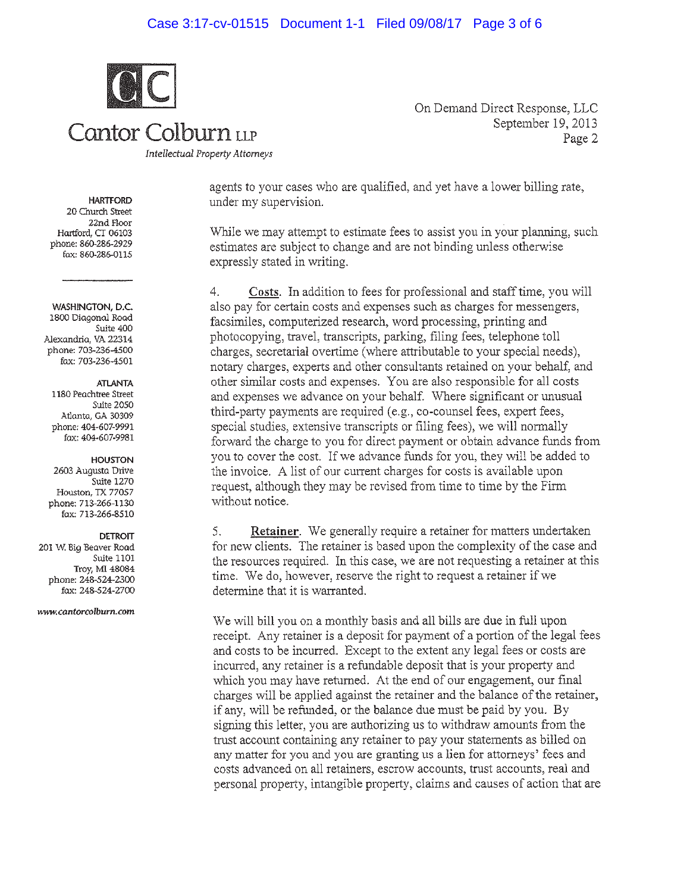On Demand Direct Response, LLC
September 19, 2013
Page 2

**HARTFORD**
20 Church Street
22nd Floor
Hartford, CT 06103
phone: 860-286-2929
fax: 860-286-0115

**WASHINGTON, D.C.**
1800 Diagonal Road
Suite 400
Alexandria, VA 22314
phone: 703-236-4500
fax: 703-236-4501

**ATLANTA**
1180 Peachtree Street
Suite 2050
Atlanta, GA 30309
phone: 404-607-9991
fax: 404-607-9981

**HOUSTON**
2603 Augusta Drive
Suite 1270
Houston, TX 77057
phone: 713-266-1130
fax: 713-266-8510

**DETROIT**
201 W. Big Beaver Road
Suite 1101
Troy, MI 48084
phone: 248-524-2300
fax: 248-524-2700

*www.cantorcolburn.com*

agents to your cases who are qualified, and yet have a lower billing rate, under my supervision.

While we may attempt to estimate fees to assist you in your planning, such estimates are subject to change and are not binding unless otherwise expressly stated in writing.

4. **Costs**. In addition to fees for professional and staff time, you will also pay for certain costs and expenses such as charges for messengers, facsimiles, computerized research, word processing, printing and photocopying, travel, transcripts, parking, filing fees, telephone toll charges, secretarial overtime (where attributable to your special needs), notary charges, experts and other consultants retained on your behalf, and other similar costs and expenses. You are also responsible for all costs and expenses we advance on your behalf. Where significant or unusual third-party payments are required (e.g., co-counsel fees, expert fees, special studies, extensive transcripts or filing fees), we will normally forward the charge to you for direct payment or obtain advance funds from you to cover the cost. If we advance funds for you, they will be added to the invoice. A list of our current charges for costs is available upon request, although they may be revised from time to time by the Firm without notice.

5. **Retainer**. We generally require a retainer for matters undertaken for new clients. The retainer is based upon the complexity of the case and the resources required. In this case, we are not requesting a retainer at this time. We do, however, reserve the right to request a retainer if we determine that it is warranted.

We will bill you on a monthly basis and all bills are due in full upon receipt. Any retainer is a deposit for payment of a portion of the legal fees and costs to be incurred. Except to the extent any legal fees or costs are incurred, any retainer is a refundable deposit that is your property and which you may have returned. At the end of our engagement, our final charges will be applied against the retainer and the balance of the retainer, if any, will be refunded, or the balance due must be paid by you. By signing this letter, you are authorizing us to withdraw amounts from the trust account containing any retainer to pay your statements as billed on any matter for you and you are granting us a lien for attorneys' fees and costs advanced on all retainers, escrow accounts, trust accounts, real and personal property, intangible property, claims and causes of action that are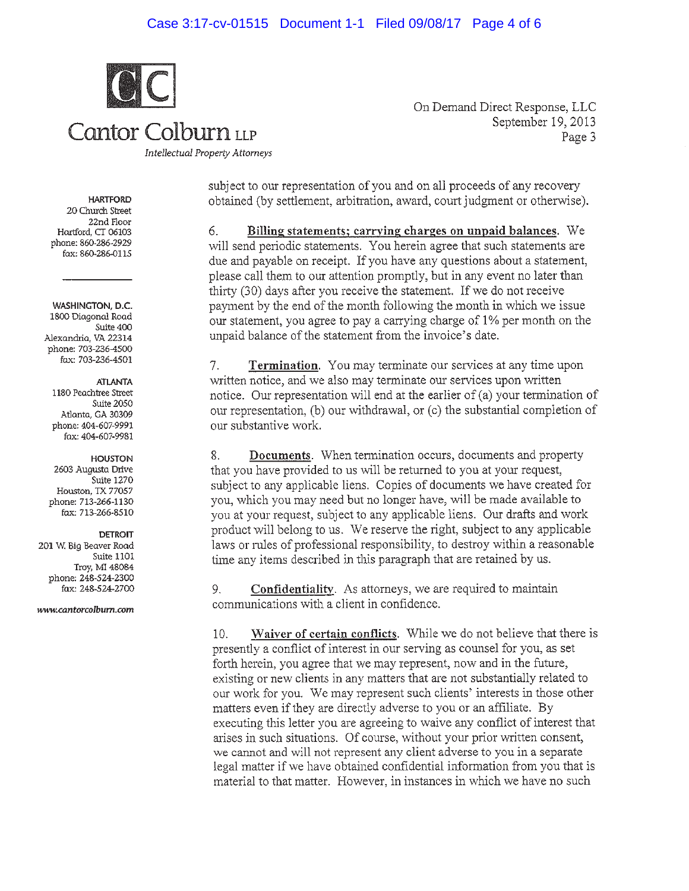On Demand Direct Response, LLC
September 19, 2013
Page 3

subject to our representation of you and on all proceeds of any recovery obtained (by settlement, arbitration, award, court judgment or otherwise).

6. **Billing statements; carrying charges on unpaid balances**. We will send periodic statements. You herein agree that such statements are due and payable on receipt. If you have any questions about a statement, please call them to our attention promptly, but in any event no later than thirty (30) days after you receive the statement. If we do not receive payment by the end of the month following the month in which we issue our statement, you agree to pay a carrying charge of 1% per month on the unpaid balance of the statement from the invoice's date.

7. **Termination**. You may terminate our services at any time upon written notice, and we also may terminate our services upon written notice. Our representation will end at the earlier of (a) your termination of our representation, (b) our withdrawal, or (c) the substantial completion of our substantive work.

8. **Documents**. When termination occurs, documents and property that you have provided to us will be returned to you at your request, subject to any applicable liens. Copies of documents we have created for you, which you may need but no longer have, will be made available to you at your request, subject to any applicable liens. Our drafts and work product will belong to us. We reserve the right, subject to any applicable laws or rules of professional responsibility, to destroy within a reasonable time any items described in this paragraph that are retained by us.

9. **Confidentiality**. As attorneys, we are required to maintain communications with a client in confidence.

10. **Waiver of certain conflicts**. While we do not believe that there is presently a conflict of interest in our serving as counsel for you, as set forth herein, you agree that we may represent, now and in the future, existing or new clients in any matters that are not substantially related to our work for you. We may represent such clients' interests in those other matters even if they are directly adverse to you or an affiliate. By executing this letter you are agreeing to waive any conflict of interest that arises in such situations. Of course, without your prior written consent, we cannot and will not represent any client adverse to you in a separate legal matter if we have obtained confidential information from you that is material to that matter. However, in instances in which we have no such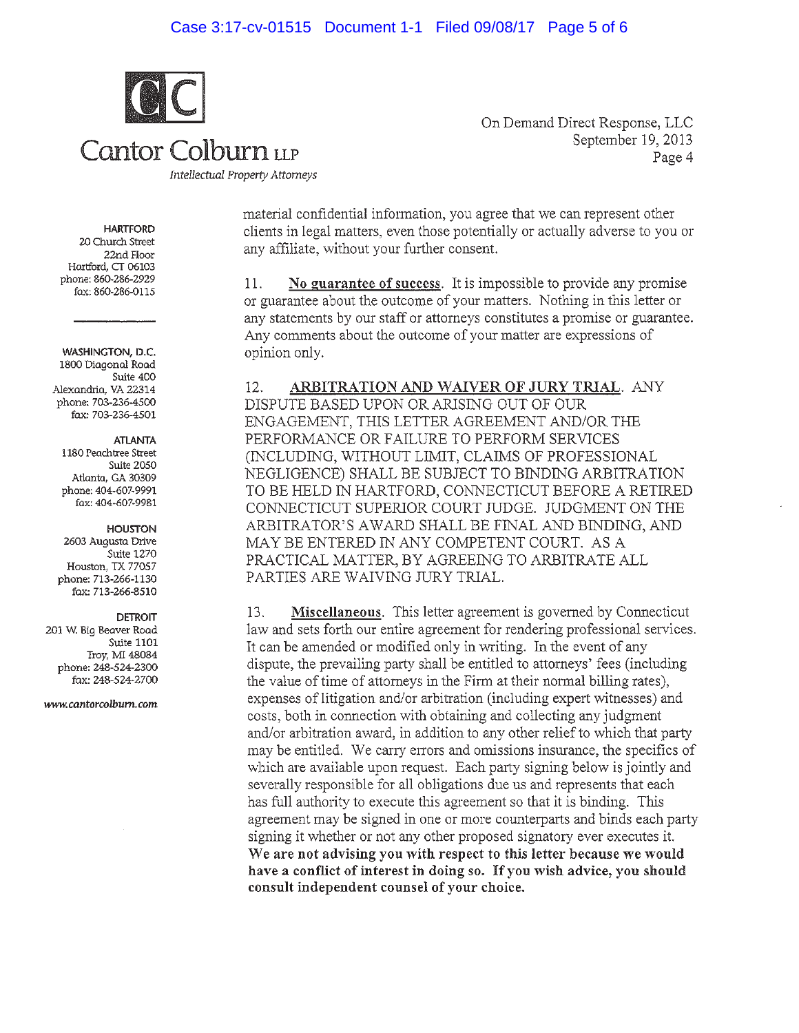Cantor Colburn LLP

*Intellectual Property Attorneys*

On Demand Direct Response, LLC
September 19, 2013
Page 4

**HARTFORD**
20 Church Street
22nd Floor
Hartford, CT 06103
phone: 860-286-2929
fax: 860-286-0115

**WASHINGTON, D.C.**
1800 Diagonal Road
Suite 400
Alexandria, VA 22314
phone: 703-236-4500
fax: 703-236-4501

**ATLANTA**
1180 Peachtree Street
Suite 2050
Atlanta, GA 30309
phone: 404-607-9991
fax: 404-607-9981

**HOUSTON**
2603 Augusta Drive
Suite 1270
Houston, TX 77057
phone: 713-266-1130
fax: 713-266-8510

**DETROIT**
201 W. Big Beaver Road
Suite 1101
Troy, MI 48084
phone: 248-524-2300
fax: 248-524-2700

*www.cantorcolburn.com*

material confidential information, you agree that we can represent other clients in legal matters, even those potentially or actually adverse to you or any affiliate, without your further consent.

11. **No guarantee of success**. It is impossible to provide any promise or guarantee about the outcome of your matters. Nothing in this letter or any statements by our staff or attorneys constitutes a promise or guarantee. Any comments about the outcome of your matter are expressions of opinion only.

12. **ARBITRATION AND WAIVER OF JURY TRIAL**. ANY DISPUTE BASED UPON OR ARISING OUT OF OUR ENGAGEMENT, THIS LETTER AGREEMENT AND/OR THE PERFORMANCE OR FAILURE TO PERFORM SERVICES (INCLUDING, WITHOUT LIMIT, CLAIMS OF PROFESSIONAL NEGLIGENCE) SHALL BE SUBJECT TO BINDING ARBITRATION TO BE HELD IN HARTFORD, CONNECTICUT BEFORE A RETIRED CONNECTICUT SUPERIOR COURT JUDGE. JUDGMENT ON THE ARBITRATOR'S AWARD SHALL BE FINAL AND BINDING, AND MAY BE ENTERED IN ANY COMPETENT COURT. AS A PRACTICAL MATTER, BY AGREEING TO ARBITRATE ALL PARTIES ARE WAIVING JURY TRIAL.

13. **Miscellaneous**. This letter agreement is governed by Connecticut law and sets forth our entire agreement for rendering professional services. It can be amended or modified only in writing. In the event of any dispute, the prevailing party shall be entitled to attorneys' fees (including the value of time of attorneys in the Firm at their normal billing rates), expenses of litigation and/or arbitration (including expert witnesses) and costs, both in connection with obtaining and collecting any judgment and/or arbitration award, in addition to any other relief to which that party may be entitled. We carry errors and omissions insurance, the specifics of which are available upon request. Each party signing below is jointly and severally responsible for all obligations due us and represents that each has full authority to execute this agreement so that it is binding. This agreement may be signed in one or more counterparts and binds each party signing it whether or not any other proposed signatory ever executes it. **We are not advising you with respect to this letter because we would have a conflict of interest in doing so. If you wish advice, you should consult independent counsel of your choice.**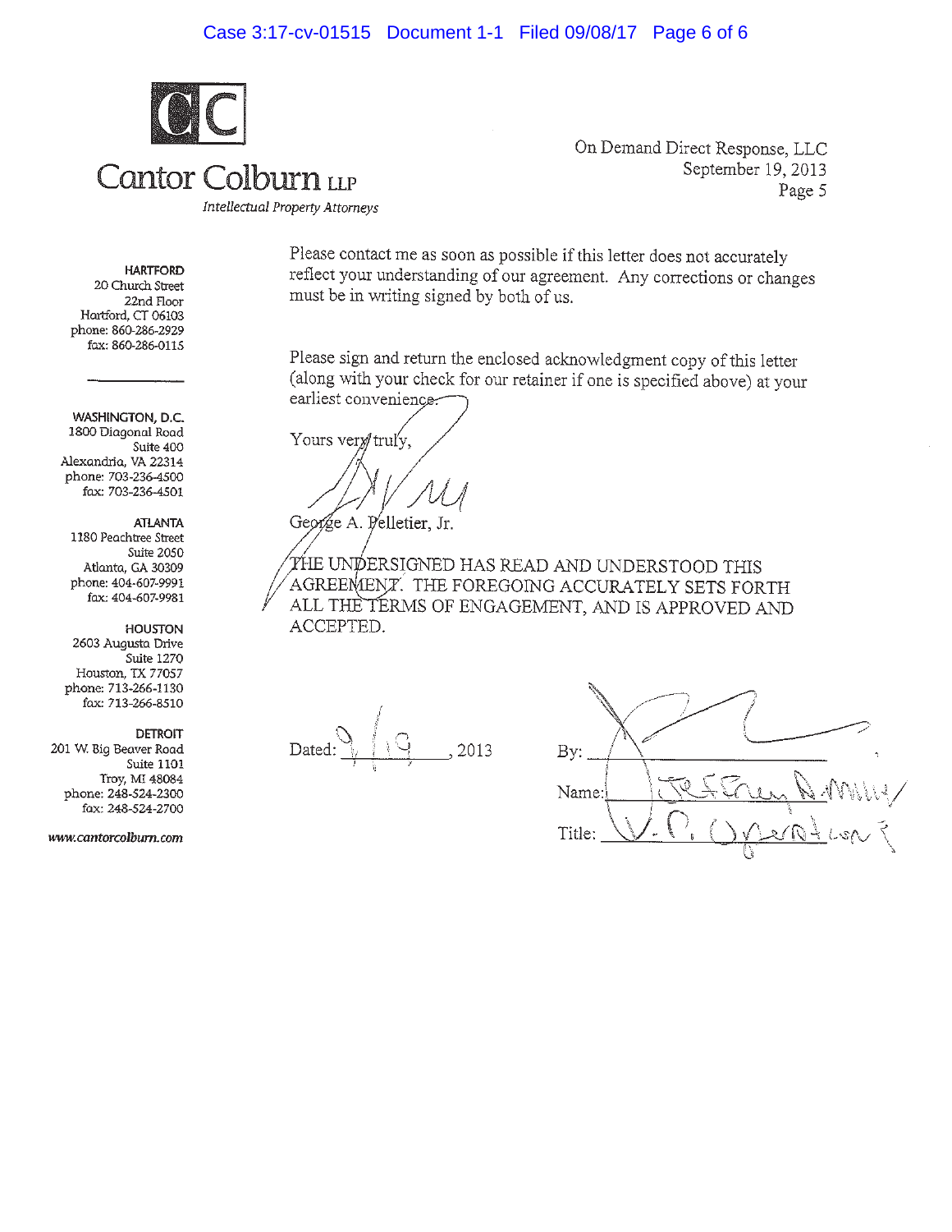# Cantor Colburn LLP

*Intellectual Property Attorneys*

On Demand Direct Response, LLC
September 19, 2013
Page 5

**HARTFORD**
20 Church Street
22nd Floor
Hartford, CT 06103
phone: 860-286-2929
fax: 860-286-0115

**WASHINGTON, D.C.**
1800 Diagonal Road
Suite 400
Alexandria, VA 22314
phone: 703-236-4500
fax: 703-236-4501

**ATLANTA**
1180 Peachtree Street
Suite 2050
Atlanta, GA 30309
phone: 404-607-9991
fax: 404-607-9981

**HOUSTON**
2603 Augusta Drive
Suite 1270
Houston, TX 77057
phone: 713-266-1130
fax: 713-266-8510

**DETROIT**
201 W. Big Beaver Road
Suite 1101
Troy, MI 48084
phone: 248-524-2300
fax: 248-524-2700

www.cantorcolburn.com

Please contact me as soon as possible if this letter does not accurately reflect your understanding of our agreement. Any corrections or changes must be in writing signed by both of us.

Please sign and return the enclosed acknowledgment copy of this letter (along with your check for our retainer if one is specified above) at your earliest convenience.

Yours very truly,

George A. Pelletier, Jr.

THE UNDERSIGNED HAS READ AND UNDERSTOOD THIS AGREEMENT. THE FOREGOING ACCURATELY SETS FORTH ALL THE TERMS OF ENGAGEMENT, AND IS APPROVED AND ACCEPTED.

Dated: 9/19, 2013

By: ______________________

Name: Jeffrey A. Mills

Title: V.P. Operations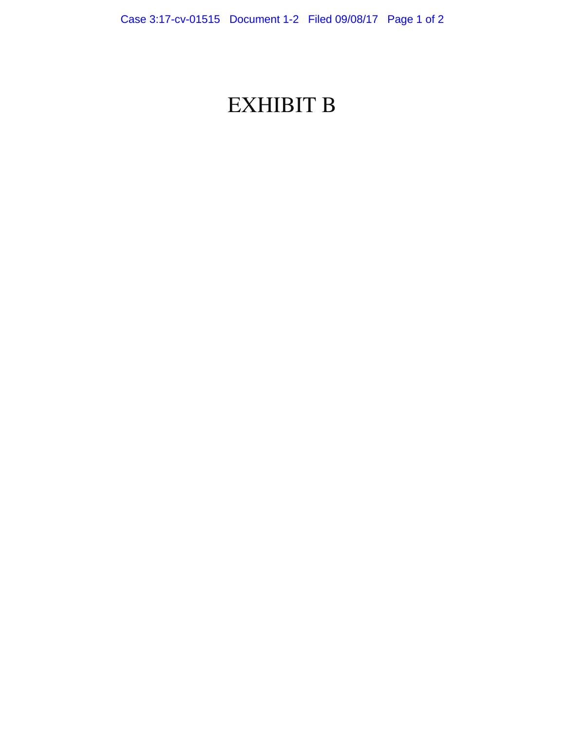# EXHIBIT B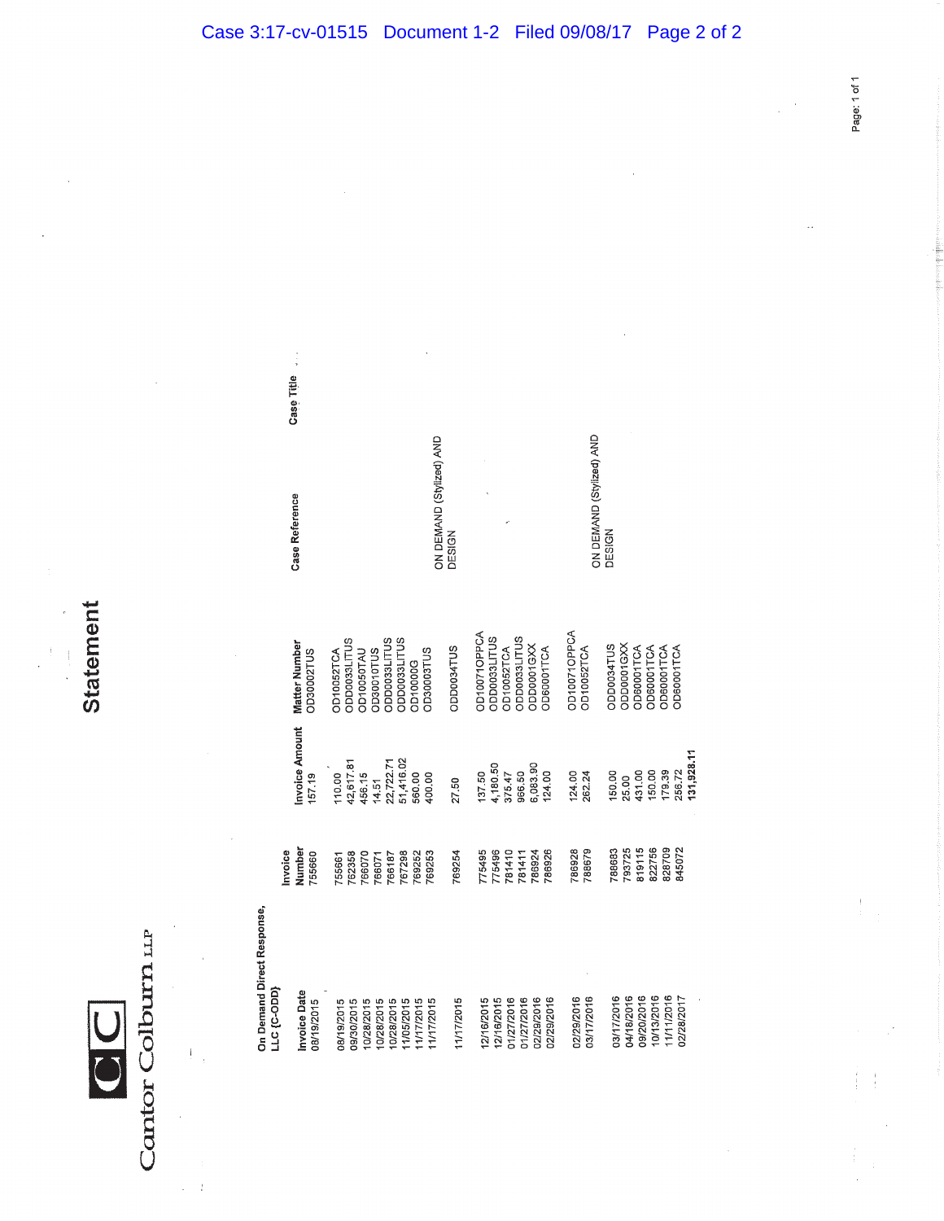Cantor Colburn LLP

# Statement

On Demand Direct Response, LLC (C-ODD)

| Invoice Date | Invoice Number | Invoice Amount | Matter Number | Case Reference | Case Title |
|---|---|---|---|---|---|
| 08/19/2015 | 755660 | 157.19 | OD30002TUS | | |
| 08/19/2015 | 755661 | 110.00 | OD10052TCA | | |
| 09/30/2015 | 762358 | 42,617.81 | ODD0033LITUS | | |
| 10/28/2015 | 766070 | 456.15 | OD10050TAU | | |
| 10/28/2015 | 766071 | 14.51 | OD30010TUS | | |
| 10/28/2015 | 766187 | 22,722.71 | ODD0033LITUS | | |
| 11/05/2015 | 767298 | 51,416.02 | ODD0033LITUS | | |
| 11/17/2015 | 769252 | 560.00 | OD10000G | | |
| 11/17/2015 | 769253 | 400.00 | OD30003TUS | ON DEMAND (Stylized) AND DESIGN | |
| 11/17/2015 | 769254 | 27.50 | ODD0034TUS | | |
| 12/16/2015 | 775495 | 137.50 | OD10071OPPCA | | |
| 12/16/2015 | 775496 | 4,180.50 | ODD0033LITUS | | |
| 01/27/2016 | 781410 | 375.47 | OD10052TCA | | |
| 01/27/2016 | 781411 | 966.50 | ODD0033LITUS | | |
| 02/29/2016 | 786924 | 6,083.90 | ODD0001GXX | | |
| 02/29/2016 | 786926 | 124.00 | OD60001TCA | | |
| 02/29/2016 | 786928 | 124.00 | OD10071OPPCA | | |
| 03/17/2016 | 788679 | 262.24 | OD10052TCA | ON DEMAND (Stylized) AND DESIGN | |
| 03/17/2016 | 788683 | 150.00 | ODD0034TUS | | |
| 04/18/2016 | 793725 | 25.00 | ODD0001GXX | | |
| 09/20/2016 | 819115 | 431.00 | OD60001TCA | | |
| 10/13/2016 | 822756 | 150.00 | OD60001TCA | | |
| 11/11/2016 | 828709 | 179.39 | OD60001TCA | | |
| 02/28/2017 | 845072 | 256.72 | OD60001TCA | | |
| | | **131,928.11** | | | |